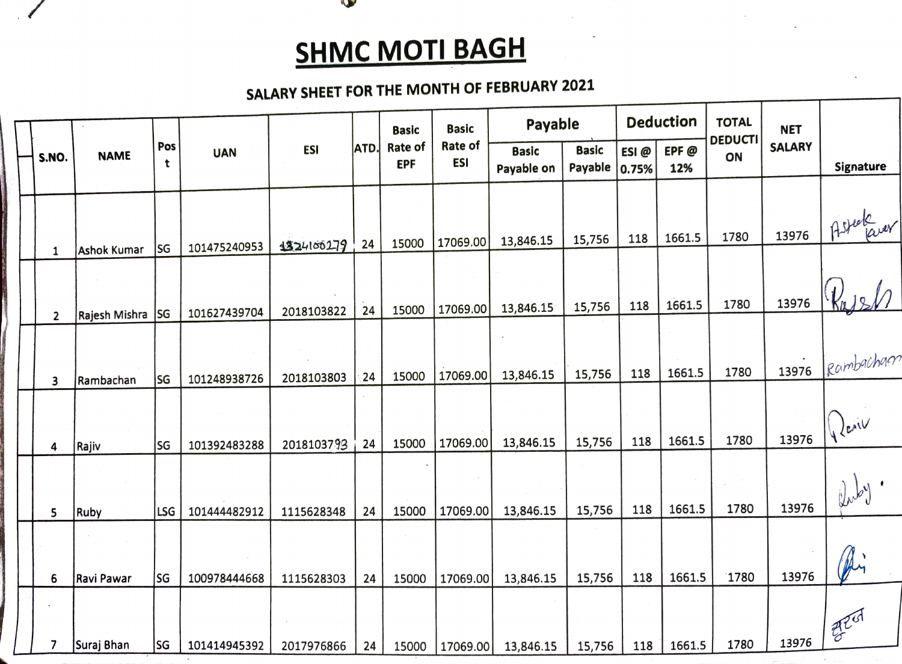# SHMC MOTI BAGH

## SALARY SHEET FOR THE MONTH OF FEBRUARY 2021

| S.NO. | NAME | Post | UAN | ESI | ATD. | Basic Rate of EPF | Basic Rate of ESI | Payable | | Deduction | | TOTAL DEDUCTION | NET SALARY | Signature |
|---|---|---|---|---|---|---|---|---|---|---|---|---|---|---|
| | | | | | | | | Basic Payable on | Basic Payable | ESI @ 0.75% | EPF @ 12% | | | |
| 1 | Ashok Kumar | SG | 101475240953 | 1324100279 | 24 | 15000 | 17069.00 | 13,846.15 | 15,756 | 118 | 1661.5 | 1780 | 13976 | Ashok Kumar |
| 2 | Rajesh Mishra | SG | 101627439704 | 2018103822 | 24 | 15000 | 17069.00 | 13,846.15 | 15,756 | 118 | 1661.5 | 1780 | 13976 | Rajesh |
| 3 | Rambachan | SG | 101248938726 | 2018103803 | 24 | 15000 | 17069.00 | 13,846.15 | 15,756 | 118 | 1661.5 | 1780 | 13976 | Rambachan |
| 4 | Rajiv | SG | 101392483288 | 2018103793 | 24 | 15000 | 17069.00 | 13,846.15 | 15,756 | 118 | 1661.5 | 1780 | 13976 | Rajiv |
| 5 | Ruby | LSG | 101444482912 | 1115628348 | 24 | 15000 | 17069.00 | 13,846.15 | 15,756 | 118 | 1661.5 | 1780 | 13976 | Ruby |
| 6 | Ravi Pawar | SG | 100978444668 | 1115628303 | 24 | 15000 | 17069.00 | 13,846.15 | 15,756 | 118 | 1661.5 | 1780 | 13976 | Ravi |
| 7 | Suraj Bhan | SG | 101414945392 | 2017976866 | 24 | 15000 | 17069.00 | 13,846.15 | 15,756 | 118 | 1661.5 | 1780 | 13976 | सूरज |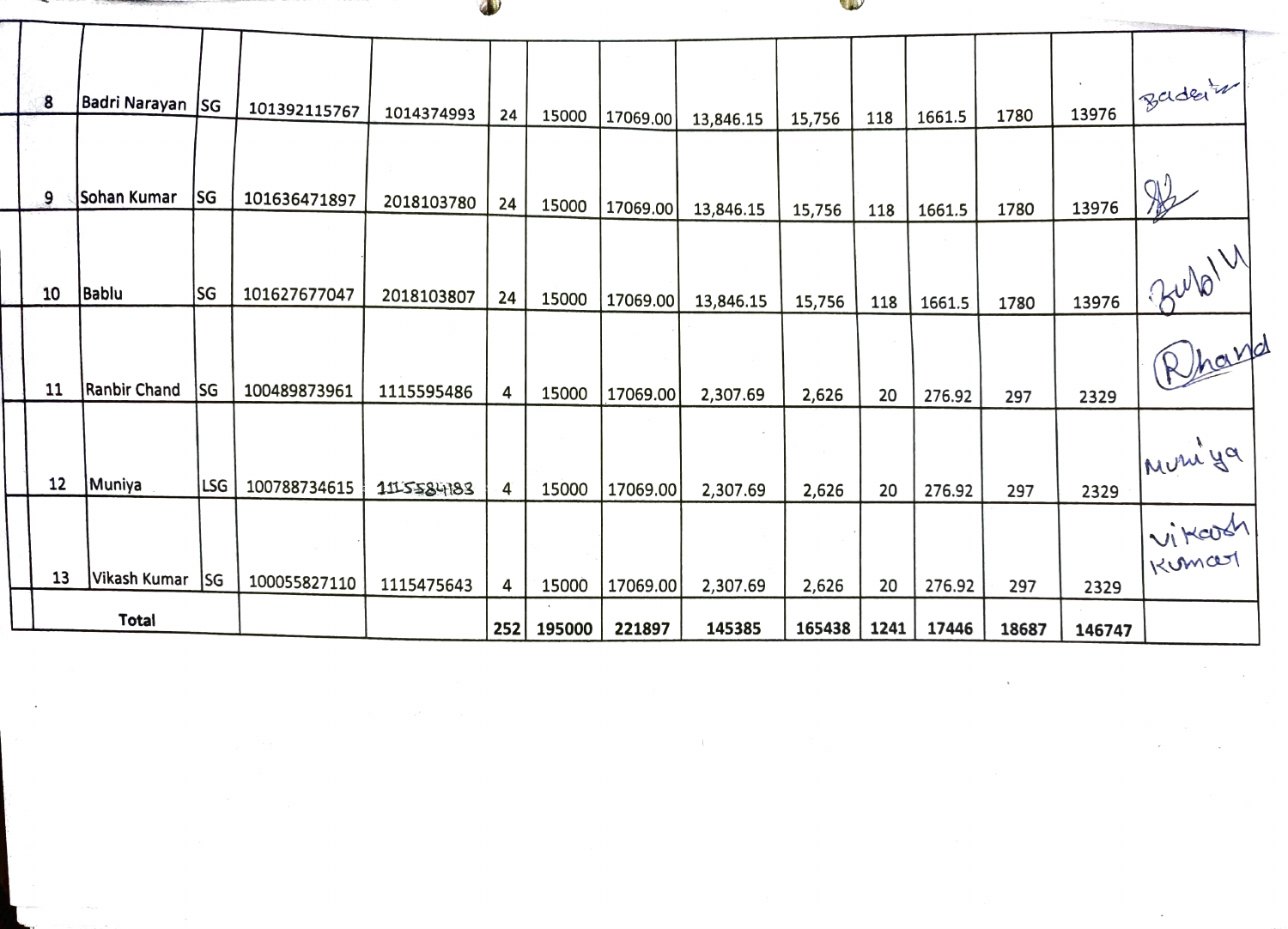| | | | | | | | | | | | | | | |
|---|---|---|---|---|---|---|---|---|---|---|---|---|---|---|
| 8 | Badri Narayan | SG | 101392115767 | 1014374993 | 24 | 15000 | 17069.00 | 13,846.15 | 15,756 | 118 | 1661.5 | 1780 | 13976 | Badri |
| 9 | Sohan Kumar | SG | 101636471897 | 2018103780 | 24 | 15000 | 17069.00 | 13,846.15 | 15,756 | 118 | 1661.5 | 1780 | 13976 | |
| 10 | Bablu | SG | 101627677047 | 2018103807 | 24 | 15000 | 17069.00 | 13,846.15 | 15,756 | 118 | 1661.5 | 1780 | 13976 | Bablu |
| 11 | Ranbir Chand | SG | 100489873961 | 1115595486 | 4 | 15000 | 17069.00 | 2,307.69 | 2,626 | 20 | 276.92 | 297 | 2329 | RChand |
| 12 | Muniya | LSG | 100788734615 | 1115584183 | 4 | 15000 | 17069.00 | 2,307.69 | 2,626 | 20 | 276.92 | 297 | 2329 | Muniya |
| 13 | Vikash Kumar | SG | 100055827110 | 1115475643 | 4 | 15000 | 17069.00 | 2,307.69 | 2,626 | 20 | 276.92 | 297 | 2329 | Vikash Kumar |
| | **Total** | | | | **252** | **195000** | **221897** | **145385** | **165438** | **1241** | **17446** | **18687** | **146747** | |